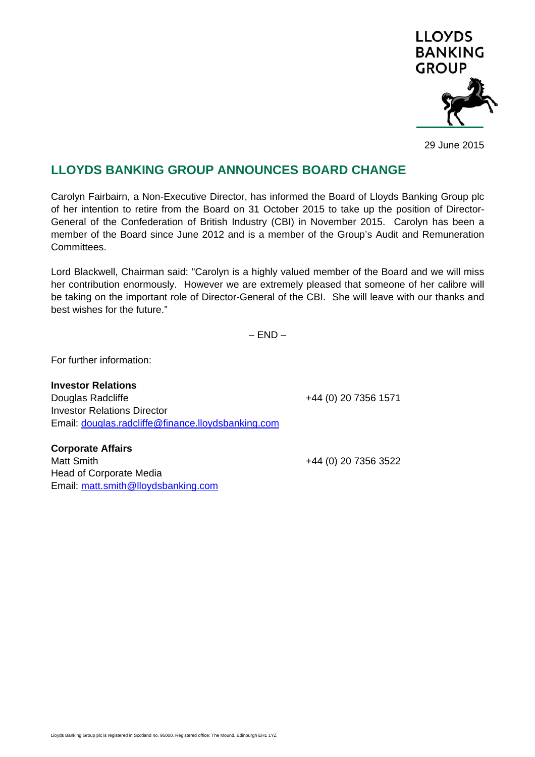29 June 2015

# LLOYDS BANKING GROUP ANNOUNCES BOARD CHANGE

Carolyn Fairbairn, a Non-Executive Director, has informed the Board of Lloyds Banking Group plc of her intention to retire from the Board on 31 October 2015 to take up the position of Director-General of the Confederation of British Industry (CBI) in November 2015. Carolyn has been a member of the Board since June 2012 and is a member of the Group's Audit and Remuneration Committees.

Lord Blackwell, Chairman said: "Carolyn is a highly valued member of the Board and we will miss her contribution enormously. However we are extremely pleased that someone of her calibre will be taking on the important role of Director-General of the CBI. She will leave with our thanks and best wishes for the future."

– END –

For further information:

**Investor Relations**
Douglas Radcliffe +44 (0) 20 7356 1571
Investor Relations Director
Email: douglas.radcliffe@finance.lloydsbanking.com

**Corporate Affairs**
Matt Smith +44 (0) 20 7356 3522
Head of Corporate Media
Email: matt.smith@lloydsbanking.com

Lloyds Banking Group plc is registered in Scotland no. 95000. Registered office: The Mound, Edinburgh EH1 1YZ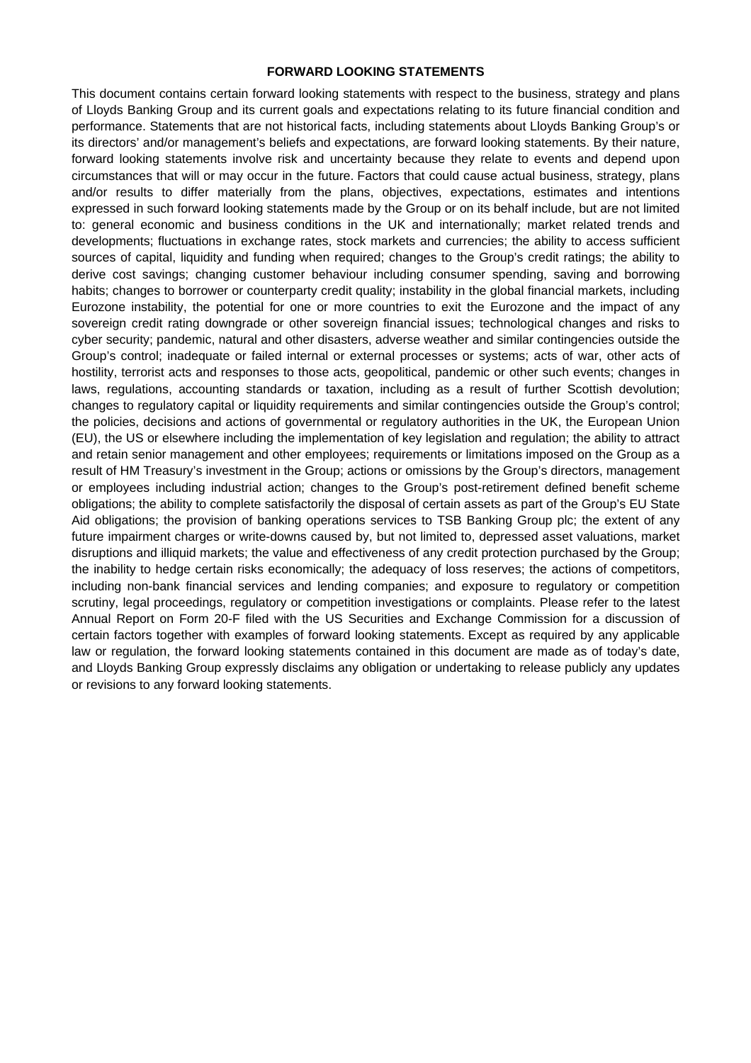**FORWARD LOOKING STATEMENTS**

This document contains certain forward looking statements with respect to the business, strategy and plans of Lloyds Banking Group and its current goals and expectations relating to its future financial condition and performance. Statements that are not historical facts, including statements about Lloyds Banking Group's or its directors' and/or management's beliefs and expectations, are forward looking statements. By their nature, forward looking statements involve risk and uncertainty because they relate to events and depend upon circumstances that will or may occur in the future. Factors that could cause actual business, strategy, plans and/or results to differ materially from the plans, objectives, expectations, estimates and intentions expressed in such forward looking statements made by the Group or on its behalf include, but are not limited to: general economic and business conditions in the UK and internationally; market related trends and developments; fluctuations in exchange rates, stock markets and currencies; the ability to access sufficient sources of capital, liquidity and funding when required; changes to the Group's credit ratings; the ability to derive cost savings; changing customer behaviour including consumer spending, saving and borrowing habits; changes to borrower or counterparty credit quality; instability in the global financial markets, including Eurozone instability, the potential for one or more countries to exit the Eurozone and the impact of any sovereign credit rating downgrade or other sovereign financial issues; technological changes and risks to cyber security; pandemic, natural and other disasters, adverse weather and similar contingencies outside the Group's control; inadequate or failed internal or external processes or systems; acts of war, other acts of hostility, terrorist acts and responses to those acts, geopolitical, pandemic or other such events; changes in laws, regulations, accounting standards or taxation, including as a result of further Scottish devolution; changes to regulatory capital or liquidity requirements and similar contingencies outside the Group's control; the policies, decisions and actions of governmental or regulatory authorities in the UK, the European Union (EU), the US or elsewhere including the implementation of key legislation and regulation; the ability to attract and retain senior management and other employees; requirements or limitations imposed on the Group as a result of HM Treasury's investment in the Group; actions or omissions by the Group's directors, management or employees including industrial action; changes to the Group's post-retirement defined benefit scheme obligations; the ability to complete satisfactorily the disposal of certain assets as part of the Group's EU State Aid obligations; the provision of banking operations services to TSB Banking Group plc; the extent of any future impairment charges or write-downs caused by, but not limited to, depressed asset valuations, market disruptions and illiquid markets; the value and effectiveness of any credit protection purchased by the Group; the inability to hedge certain risks economically; the adequacy of loss reserves; the actions of competitors, including non-bank financial services and lending companies; and exposure to regulatory or competition scrutiny, legal proceedings, regulatory or competition investigations or complaints. Please refer to the latest Annual Report on Form 20-F filed with the US Securities and Exchange Commission for a discussion of certain factors together with examples of forward looking statements. Except as required by any applicable law or regulation, the forward looking statements contained in this document are made as of today's date, and Lloyds Banking Group expressly disclaims any obligation or undertaking to release publicly any updates or revisions to any forward looking statements.